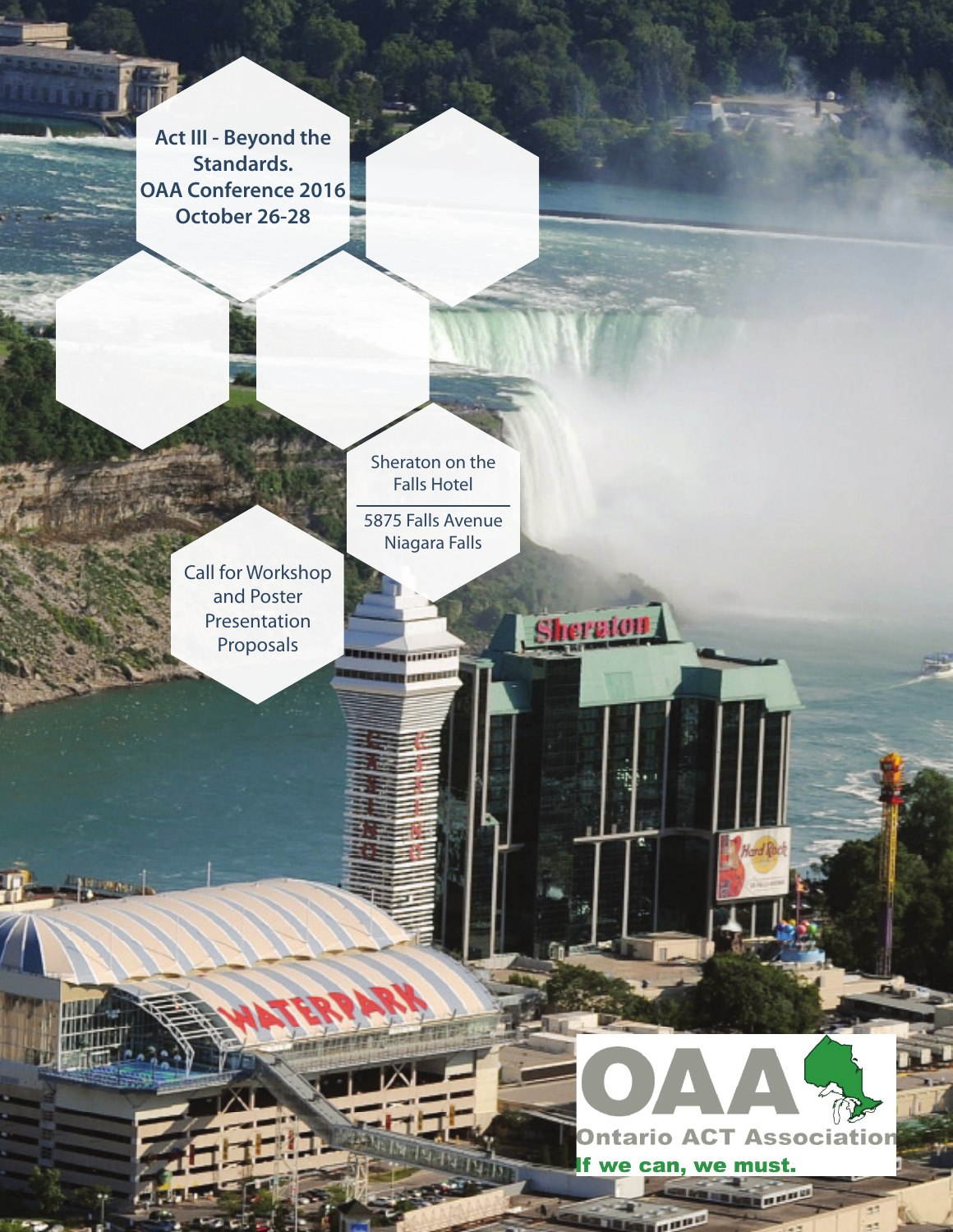# Act III - Beyond the Standards.

## OAA Conference 2016

### October 26-28

Sheraton on the Falls Hotel

5875 Falls Avenue
Niagara Falls

**Call for Workshop and Poster Presentation Proposals**

**OAA**

**Ontario ACT Association**

**If we can, we must.**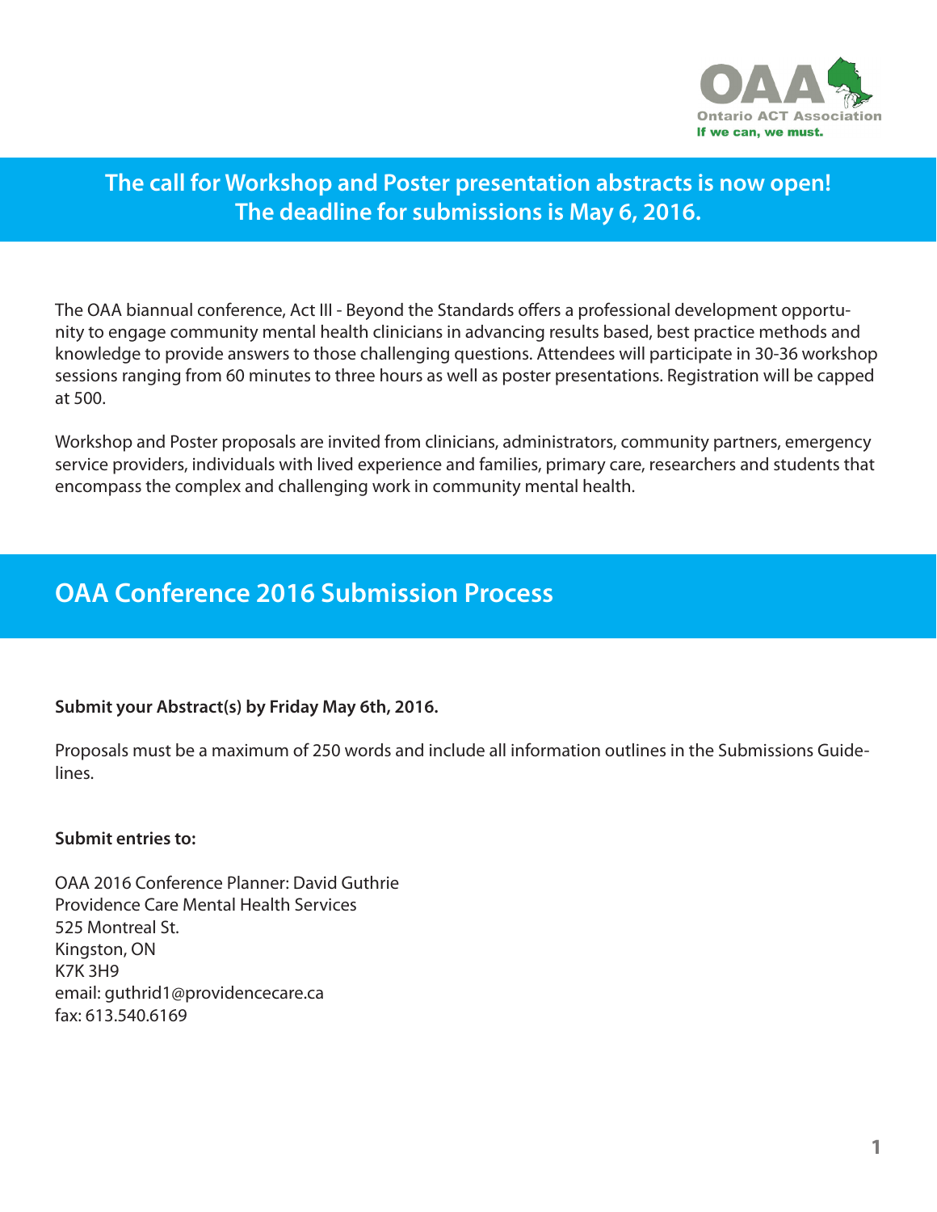**The call for Workshop and Poster presentation abstracts is now open! The deadline for submissions is May 6, 2016.**

The OAA biannual conference, Act III - Beyond the Standards offers a professional development opportunity to engage community mental health clinicians in advancing results based, best practice methods and knowledge to provide answers to those challenging questions. Attendees will participate in 30-36 workshop sessions ranging from 60 minutes to three hours as well as poster presentations. Registration will be capped at 500.

Workshop and Poster proposals are invited from clinicians, administrators, community partners, emergency service providers, individuals with lived experience and families, primary care, researchers and students that encompass the complex and challenging work in community mental health.

## OAA Conference 2016 Submission Process

**Submit your Abstract(s) by Friday May 6th, 2016.**

Proposals must be a maximum of 250 words and include all information outlines in the Submissions Guidelines.

**Submit entries to:**

OAA 2016 Conference Planner: David Guthrie
Providence Care Mental Health Services
525 Montreal St.
Kingston, ON
K7K 3H9
email: guthrid1@providencecare.ca
fax: 613.540.6169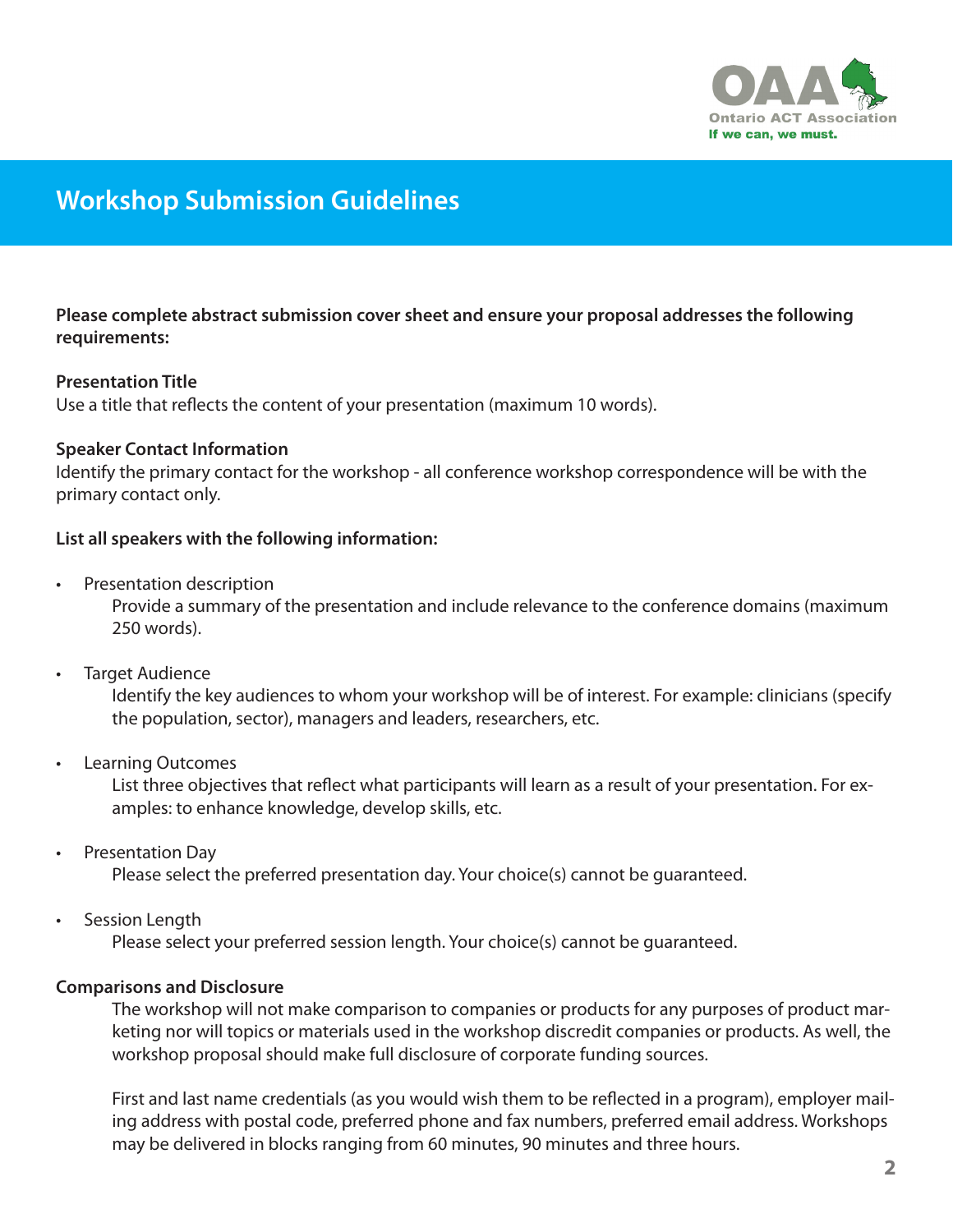# Workshop Submission Guidelines

**Please complete abstract submission cover sheet and ensure your proposal addresses the following requirements:**

**Presentation Title**
Use a title that reflects the content of your presentation (maximum 10 words).

**Speaker Contact Information**
Identify the primary contact for the workshop - all conference workshop correspondence will be with the primary contact only.

**List all speakers with the following information:**

- Presentation description
  Provide a summary of the presentation and include relevance to the conference domains (maximum 250 words).
- Target Audience
  Identify the key audiences to whom your workshop will be of interest. For example: clinicians (specify the population, sector), managers and leaders, researchers, etc.
- Learning Outcomes
  List three objectives that reflect what participants will learn as a result of your presentation. For examples: to enhance knowledge, develop skills, etc.
- Presentation Day
  Please select the preferred presentation day. Your choice(s) cannot be guaranteed.
- Session Length
  Please select your preferred session length. Your choice(s) cannot be guaranteed.

**Comparisons and Disclosure**

The workshop will not make comparison to companies or products for any purposes of product marketing nor will topics or materials used in the workshop discredit companies or products. As well, the workshop proposal should make full disclosure of corporate funding sources.

First and last name credentials (as you would wish them to be reflected in a program), employer mailing address with postal code, preferred phone and fax numbers, preferred email address. Workshops may be delivered in blocks ranging from 60 minutes, 90 minutes and three hours.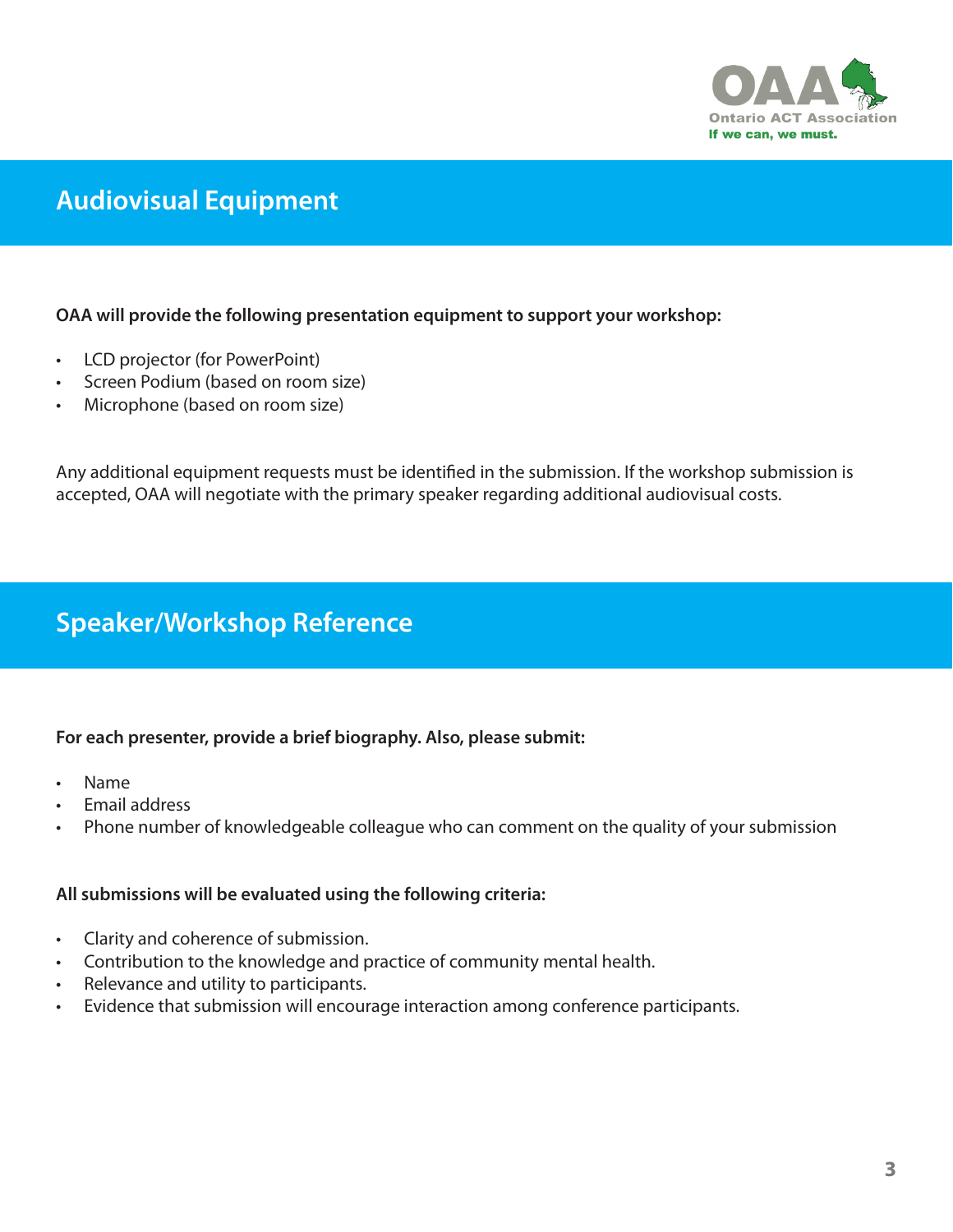## Audiovisual Equipment

**OAA will provide the following presentation equipment to support your workshop:**

- LCD projector (for PowerPoint)
- Screen Podium (based on room size)
- Microphone (based on room size)

Any additional equipment requests must be identified in the submission. If the workshop submission is accepted, OAA will negotiate with the primary speaker regarding additional audiovisual costs.

## Speaker/Workshop Reference

**For each presenter, provide a brief biography. Also, please submit:**

- Name
- Email address
- Phone number of knowledgeable colleague who can comment on the quality of your submission

**All submissions will be evaluated using the following criteria:**

- Clarity and coherence of submission.
- Contribution to the knowledge and practice of community mental health.
- Relevance and utility to participants.
- Evidence that submission will encourage interaction among conference participants.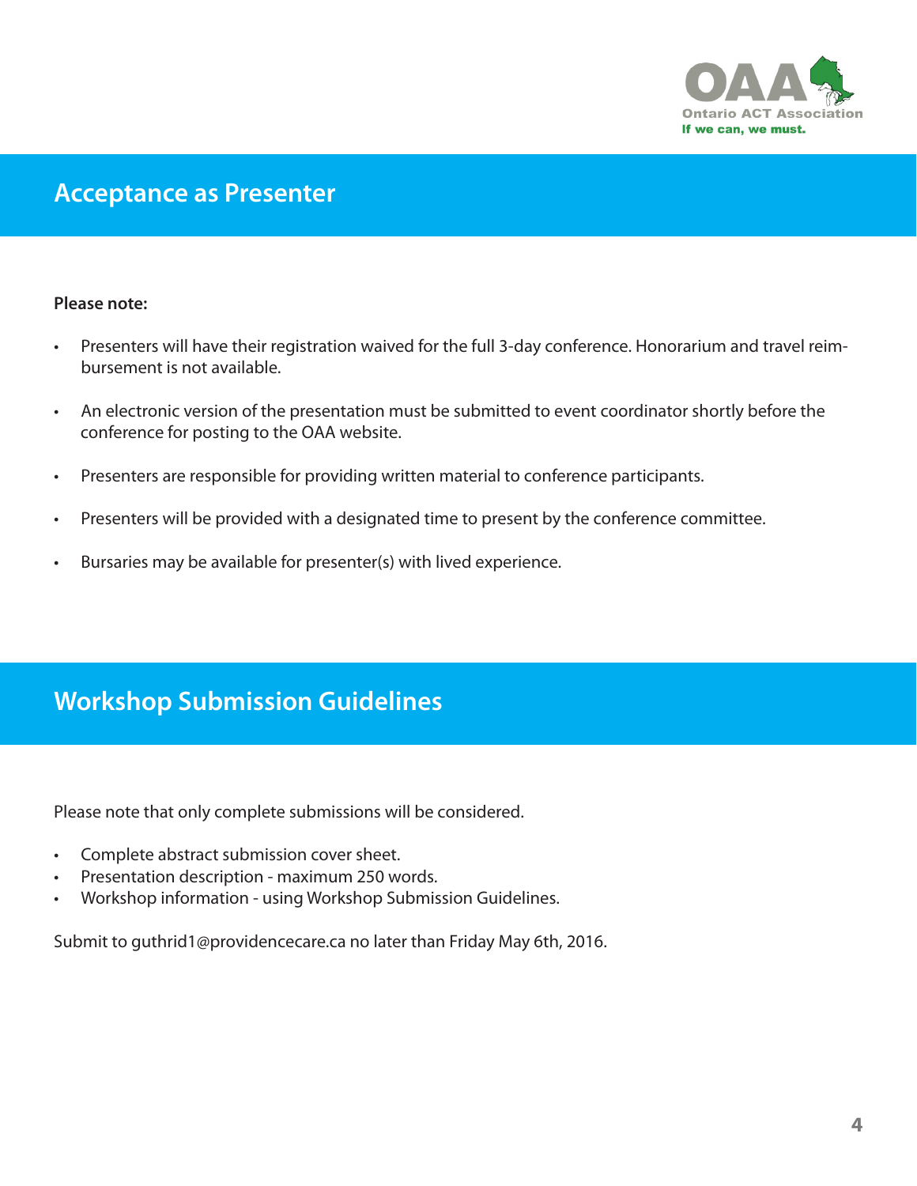OAA
Ontario ACT Association
If we can, we must.

## Acceptance as Presenter

**Please note:**

- Presenters will have their registration waived for the full 3-day conference. Honorarium and travel reimbursement is not available.
- An electronic version of the presentation must be submitted to event coordinator shortly before the conference for posting to the OAA website.
- Presenters are responsible for providing written material to conference participants.
- Presenters will be provided with a designated time to present by the conference committee.
- Bursaries may be available for presenter(s) with lived experience.

## Workshop Submission Guidelines

Please note that only complete submissions will be considered.

- Complete abstract submission cover sheet.
- Presentation description - maximum 250 words.
- Workshop information - using Workshop Submission Guidelines.

Submit to guthrid1@providencecare.ca no later than Friday May 6th, 2016.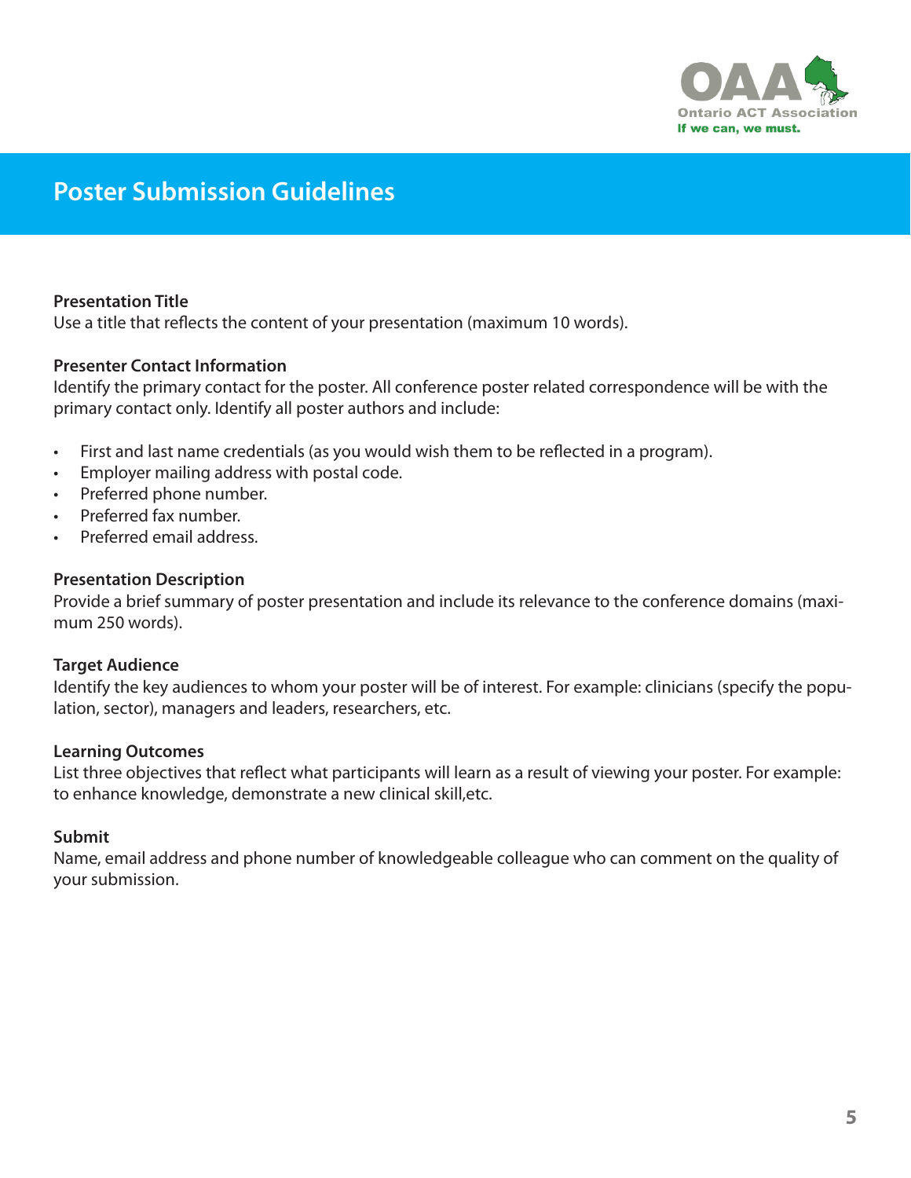# Poster Submission Guidelines

**Presentation Title**
Use a title that reflects the content of your presentation (maximum 10 words).

**Presenter Contact Information**
Identify the primary contact for the poster. All conference poster related correspondence will be with the primary contact only. Identify all poster authors and include:

- First and last name credentials (as you would wish them to be reflected in a program).
- Employer mailing address with postal code.
- Preferred phone number.
- Preferred fax number.
- Preferred email address.

**Presentation Description**
Provide a brief summary of poster presentation and include its relevance to the conference domains (maximum 250 words).

**Target Audience**
Identify the key audiences to whom your poster will be of interest. For example: clinicians (specify the population, sector), managers and leaders, researchers, etc.

**Learning Outcomes**
List three objectives that reflect what participants will learn as a result of viewing your poster. For example: to enhance knowledge, demonstrate a new clinical skill,etc.

**Submit**
Name, email address and phone number of knowledgeable colleague who can comment on the quality of your submission.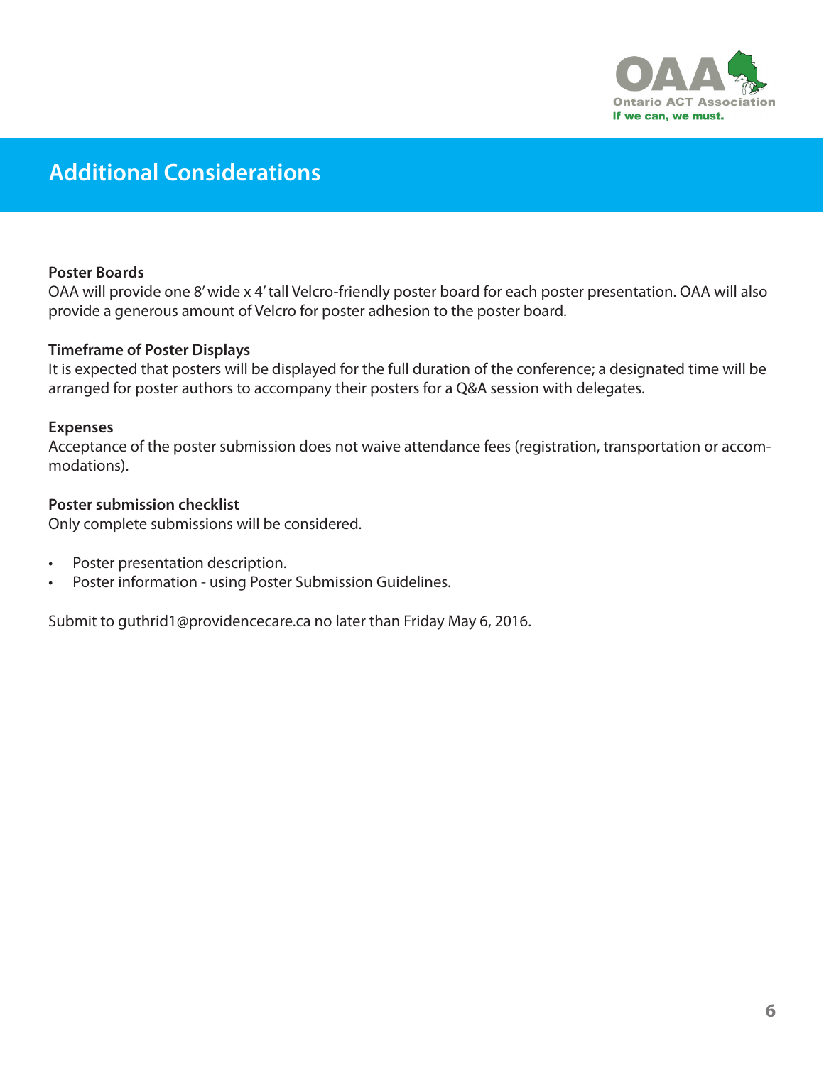## Additional Considerations

**Poster Boards**
OAA will provide one 8' wide x 4' tall Velcro-friendly poster board for each poster presentation. OAA will also provide a generous amount of Velcro for poster adhesion to the poster board.

**Timeframe of Poster Displays**
It is expected that posters will be displayed for the full duration of the conference; a designated time will be arranged for poster authors to accompany their posters for a Q&A session with delegates.

**Expenses**
Acceptance of the poster submission does not waive attendance fees (registration, transportation or accommodations).

**Poster submission checklist**
Only complete submissions will be considered.

- Poster presentation description.
- Poster information - using Poster Submission Guidelines.

Submit to guthrid1@providencecare.ca no later than Friday May 6, 2016.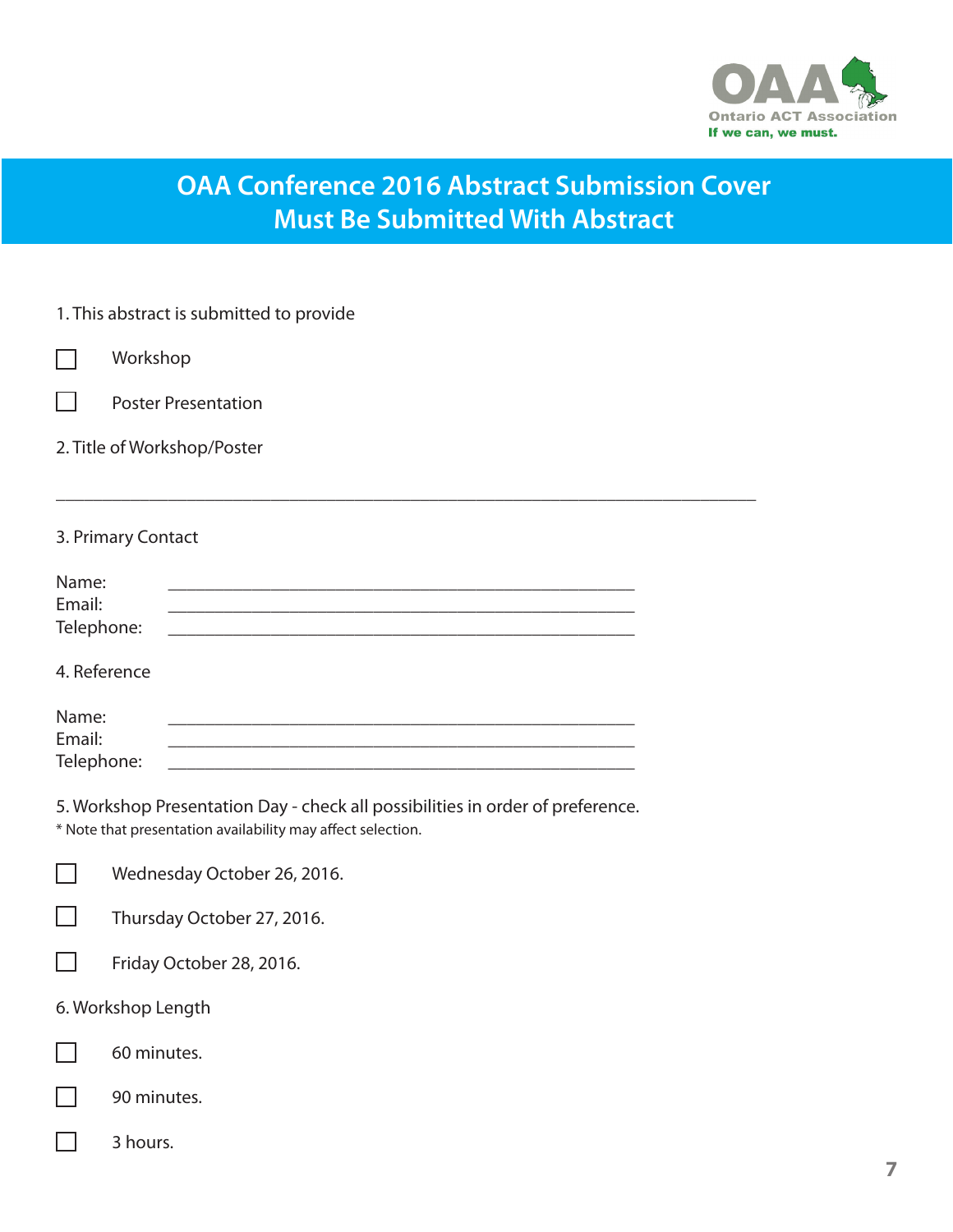Ontario ACT Association
If we can, we must.

# OAA Conference 2016 Abstract Submission Cover
## Must Be Submitted With Abstract

1. This abstract is submitted to provide

☐ Workshop

☐ Poster Presentation

2. Title of Workshop/Poster

______________________________________________________________________________

3. Primary Contact

Name: ____________________________________________________
Email: ____________________________________________________
Telephone: ____________________________________________________

4. Reference

Name: ____________________________________________________
Email: ____________________________________________________
Telephone: ____________________________________________________

5. Workshop Presentation Day - check all possibilities in order of preference.
* Note that presentation availability may affect selection.

☐ Wednesday October 26, 2016.

☐ Thursday October 27, 2016.

☐ Friday October 28, 2016.

6. Workshop Length

☐ 60 minutes.

☐ 90 minutes.

☐ 3 hours.